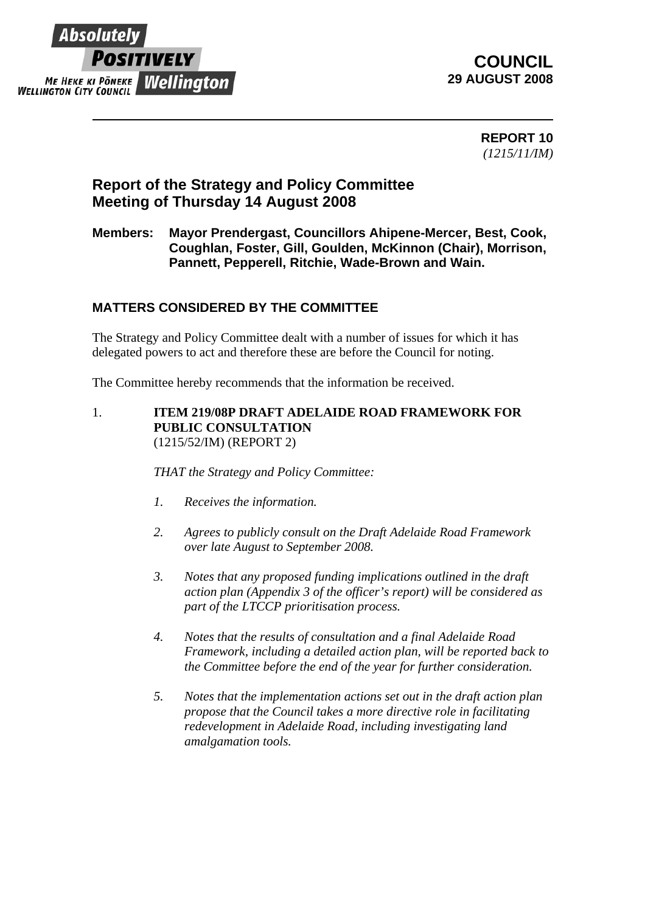Absolutely **POSITIVELY** Wellington

ME HEKE KI PŌNEKE
WELLINGTON CITY COUNCIL

**COUNCIL**
**29 AUGUST 2008**

---

**REPORT 10**
*(1215/11/IM)*

## Report of the Strategy and Policy Committee Meeting of Thursday 14 August 2008

**Members:** **Mayor Prendergast, Councillors Ahipene-Mercer, Best, Cook, Coughlan, Foster, Gill, Goulden, McKinnon (Chair), Morrison, Pannett, Pepperell, Ritchie, Wade-Brown and Wain.**

### MATTERS CONSIDERED BY THE COMMITTEE

The Strategy and Policy Committee dealt with a number of issues for which it has delegated powers to act and therefore these are before the Council for noting.

The Committee hereby recommends that the information be received.

1. **ITEM 219/08P DRAFT ADELAIDE ROAD FRAMEWORK FOR PUBLIC CONSULTATION**
   (1215/52/IM) (REPORT 2)

   *THAT the Strategy and Policy Committee:*

   1. *Receives the information.*

   2. *Agrees to publicly consult on the Draft Adelaide Road Framework over late August to September 2008.*

   3. *Notes that any proposed funding implications outlined in the draft action plan (Appendix 3 of the officer's report) will be considered as part of the LTCCP prioritisation process.*

   4. *Notes that the results of consultation and a final Adelaide Road Framework, including a detailed action plan, will be reported back to the Committee before the end of the year for further consideration.*

   5. *Notes that the implementation actions set out in the draft action plan propose that the Council takes a more directive role in facilitating redevelopment in Adelaide Road, including investigating land amalgamation tools.*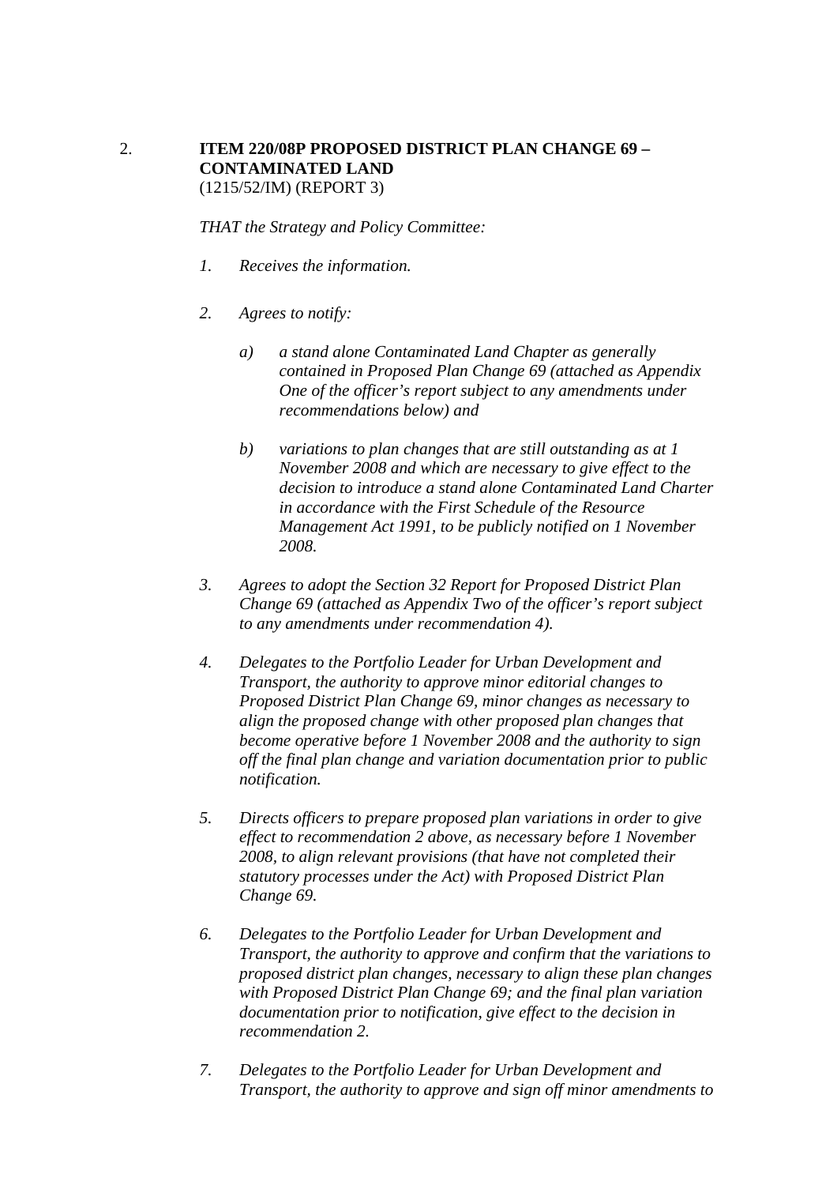2. **ITEM 220/08P PROPOSED DISTRICT PLAN CHANGE 69 – CONTAMINATED LAND**
(1215/52/IM) (REPORT 3)

*THAT the Strategy and Policy Committee:*

1. *Receives the information.*

2. *Agrees to notify:*

   a) *a stand alone Contaminated Land Chapter as generally contained in Proposed Plan Change 69 (attached as Appendix One of the officer's report subject to any amendments under recommendations below) and*

   b) *variations to plan changes that are still outstanding as at 1 November 2008 and which are necessary to give effect to the decision to introduce a stand alone Contaminated Land Charter in accordance with the First Schedule of the Resource Management Act 1991, to be publicly notified on 1 November 2008.*

3. *Agrees to adopt the Section 32 Report for Proposed District Plan Change 69 (attached as Appendix Two of the officer's report subject to any amendments under recommendation 4).*

4. *Delegates to the Portfolio Leader for Urban Development and Transport, the authority to approve minor editorial changes to Proposed District Plan Change 69, minor changes as necessary to align the proposed change with other proposed plan changes that become operative before 1 November 2008 and the authority to sign off the final plan change and variation documentation prior to public notification.*

5. *Directs officers to prepare proposed plan variations in order to give effect to recommendation 2 above, as necessary before 1 November 2008, to align relevant provisions (that have not completed their statutory processes under the Act) with Proposed District Plan Change 69.*

6. *Delegates to the Portfolio Leader for Urban Development and Transport, the authority to approve and confirm that the variations to proposed district plan changes, necessary to align these plan changes with Proposed District Plan Change 69; and the final plan variation documentation prior to notification, give effect to the decision in recommendation 2.*

7. *Delegates to the Portfolio Leader for Urban Development and Transport, the authority to approve and sign off minor amendments to*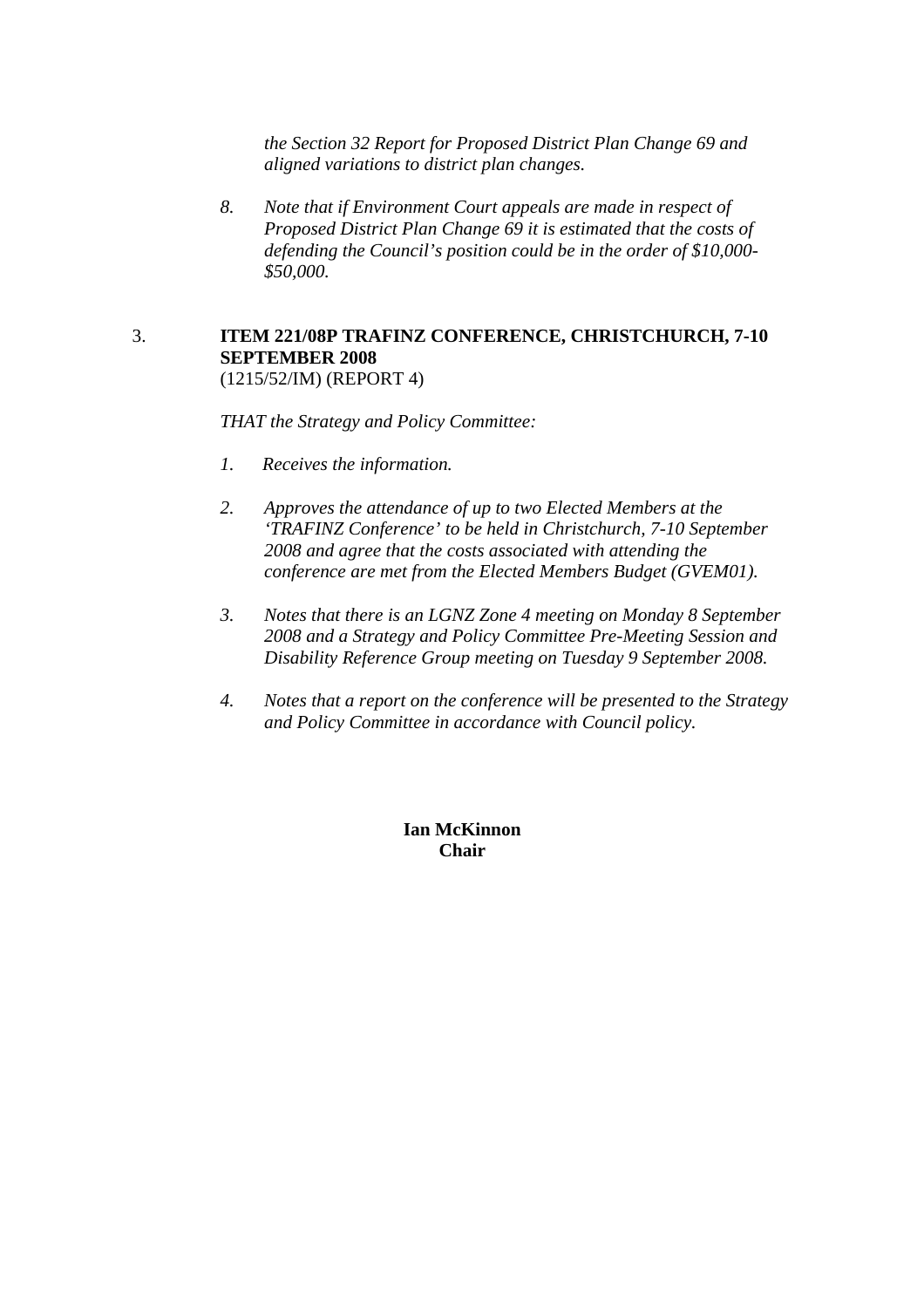*the Section 32 Report for Proposed District Plan Change 69 and aligned variations to district plan changes.*

8. *Note that if Environment Court appeals are made in respect of Proposed District Plan Change 69 it is estimated that the costs of defending the Council's position could be in the order of $10,000-$50,000.*

3. **ITEM 221/08P TRAFINZ CONFERENCE, CHRISTCHURCH, 7-10 SEPTEMBER 2008**
(1215/52/IM) (REPORT 4)

*THAT the Strategy and Policy Committee:*

1. *Receives the information.*

2. *Approves the attendance of up to two Elected Members at the 'TRAFINZ Conference' to be held in Christchurch, 7-10 September 2008 and agree that the costs associated with attending the conference are met from the Elected Members Budget (GVEM01).*

3. *Notes that there is an LGNZ Zone 4 meeting on Monday 8 September 2008 and a Strategy and Policy Committee Pre-Meeting Session and Disability Reference Group meeting on Tuesday 9 September 2008.*

4. *Notes that a report on the conference will be presented to the Strategy and Policy Committee in accordance with Council policy.*

**Ian McKinnon**
**Chair**